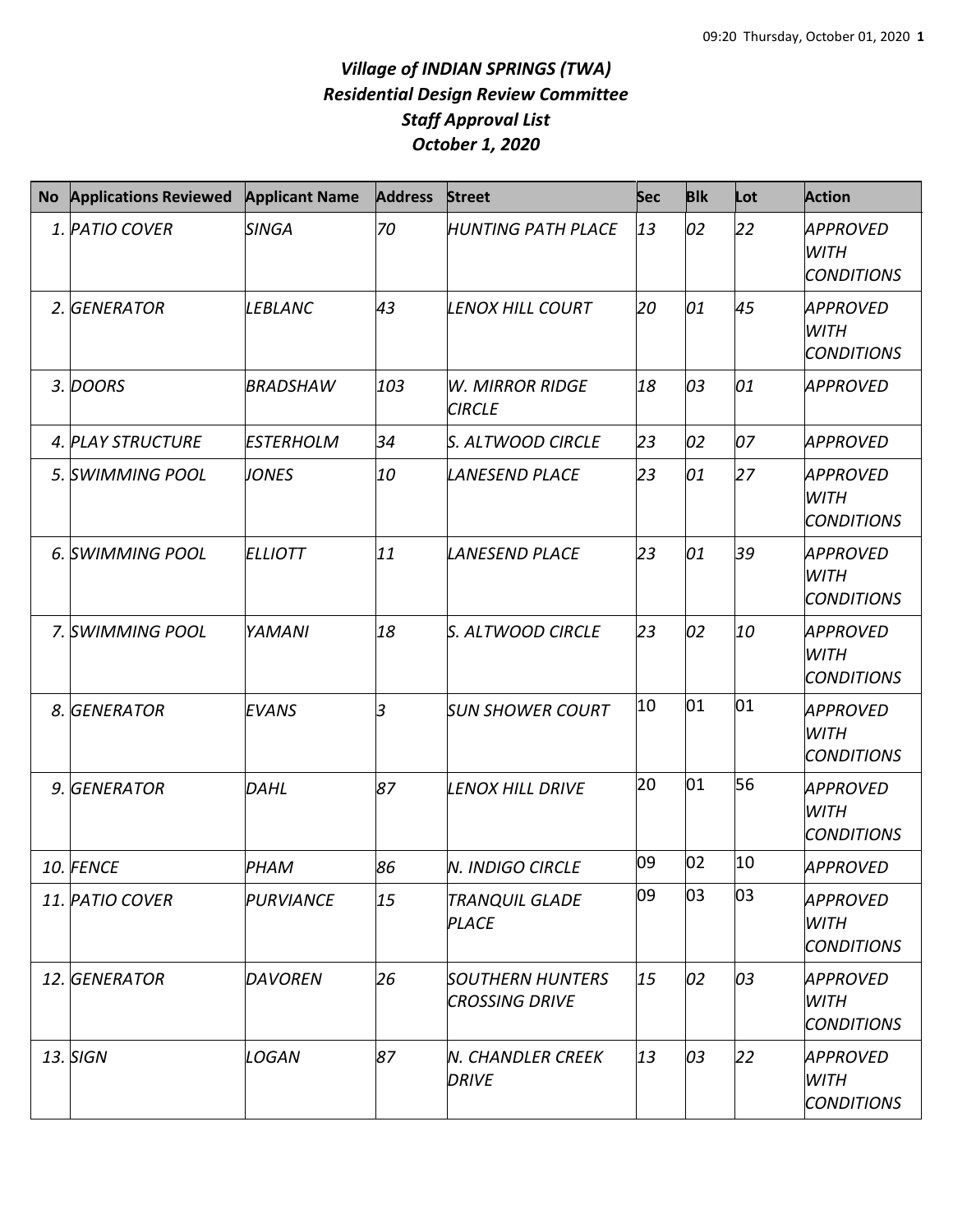# *Village of INDIAN SPRINGS (TWA)*
## *Residential Design Review Committee*
## *Staff Approval List*
## *October 1, 2020*

| No | Applications Reviewed | Applicant Name | Address | Street | Sec | Blk | Lot | Action |
|---|---|---|---|---|---|---|---|---|
| 1. | PATIO COVER | SINGA | 70 | HUNTING PATH PLACE | 13 | 02 | 22 | APPROVED WITH CONDITIONS |
| 2. | GENERATOR | LEBLANC | 43 | LENOX HILL COURT | 20 | 01 | 45 | APPROVED WITH CONDITIONS |
| 3. | DOORS | BRADSHAW | 103 | W. MIRROR RIDGE CIRCLE | 18 | 03 | 01 | APPROVED |
| 4. | PLAY STRUCTURE | ESTERHOLM | 34 | S. ALTWOOD CIRCLE | 23 | 02 | 07 | APPROVED |
| 5. | SWIMMING POOL | JONES | 10 | LANESEND PLACE | 23 | 01 | 27 | APPROVED WITH CONDITIONS |
| 6. | SWIMMING POOL | ELLIOTT | 11 | LANESEND PLACE | 23 | 01 | 39 | APPROVED WITH CONDITIONS |
| 7. | SWIMMING POOL | YAMANI | 18 | S. ALTWOOD CIRCLE | 23 | 02 | 10 | APPROVED WITH CONDITIONS |
| 8. | GENERATOR | EVANS | 3 | SUN SHOWER COURT | 10 | 01 | 01 | APPROVED WITH CONDITIONS |
| 9. | GENERATOR | DAHL | 87 | LENOX HILL DRIVE | 20 | 01 | 56 | APPROVED WITH CONDITIONS |
| 10. | FENCE | PHAM | 86 | N. INDIGO CIRCLE | 09 | 02 | 10 | APPROVED |
| 11. | PATIO COVER | PURVIANCE | 15 | TRANQUIL GLADE PLACE | 09 | 03 | 03 | APPROVED WITH CONDITIONS |
| 12. | GENERATOR | DAVOREN | 26 | SOUTHERN HUNTERS CROSSING DRIVE | 15 | 02 | 03 | APPROVED WITH CONDITIONS |
| 13. | SIGN | LOGAN | 87 | N. CHANDLER CREEK DRIVE | 13 | 03 | 22 | APPROVED WITH CONDITIONS |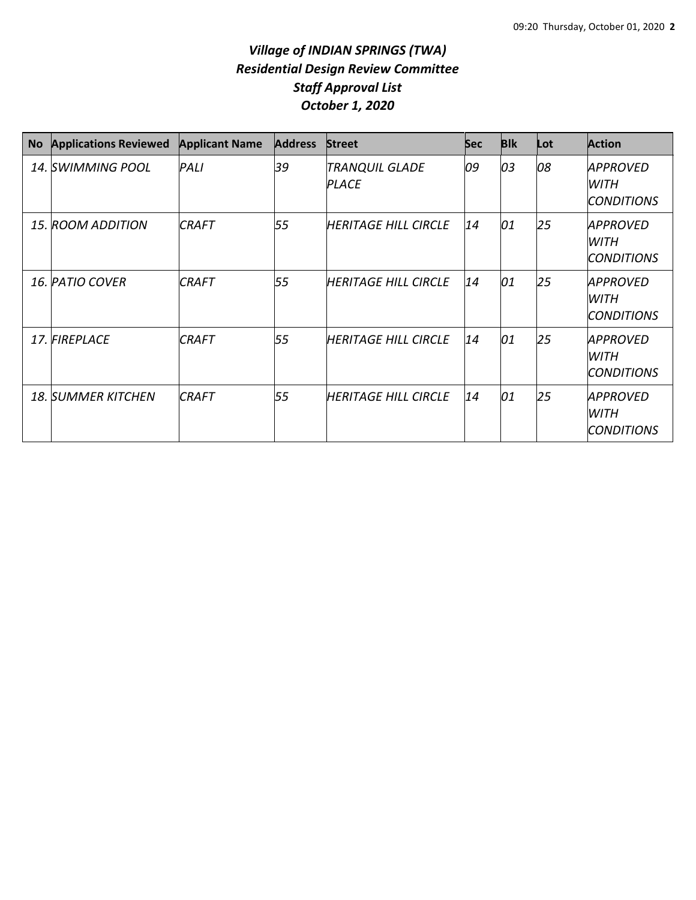# *Village of INDIAN SPRINGS (TWA)*
## *Residential Design Review Committee*
## *Staff Approval List*
## *October 1, 2020*

| No | Applications Reviewed | Applicant Name | Address | Street | Sec | Blk | Lot | Action |
|---|---|---|---|---|---|---|---|---|
| *14.* | *SWIMMING POOL* | *PALI* | *39* | *TRANQUIL GLADE PLACE* | *09* | *03* | *08* | *APPROVED WITH CONDITIONS* |
| *15.* | *ROOM ADDITION* | *CRAFT* | *55* | *HERITAGE HILL CIRCLE* | *14* | *01* | *25* | *APPROVED WITH CONDITIONS* |
| *16.* | *PATIO COVER* | *CRAFT* | *55* | *HERITAGE HILL CIRCLE* | *14* | *01* | *25* | *APPROVED WITH CONDITIONS* |
| *17.* | *FIREPLACE* | *CRAFT* | *55* | *HERITAGE HILL CIRCLE* | *14* | *01* | *25* | *APPROVED WITH CONDITIONS* |
| *18.* | *SUMMER KITCHEN* | *CRAFT* | *55* | *HERITAGE HILL CIRCLE* | *14* | *01* | *25* | *APPROVED WITH CONDITIONS* |